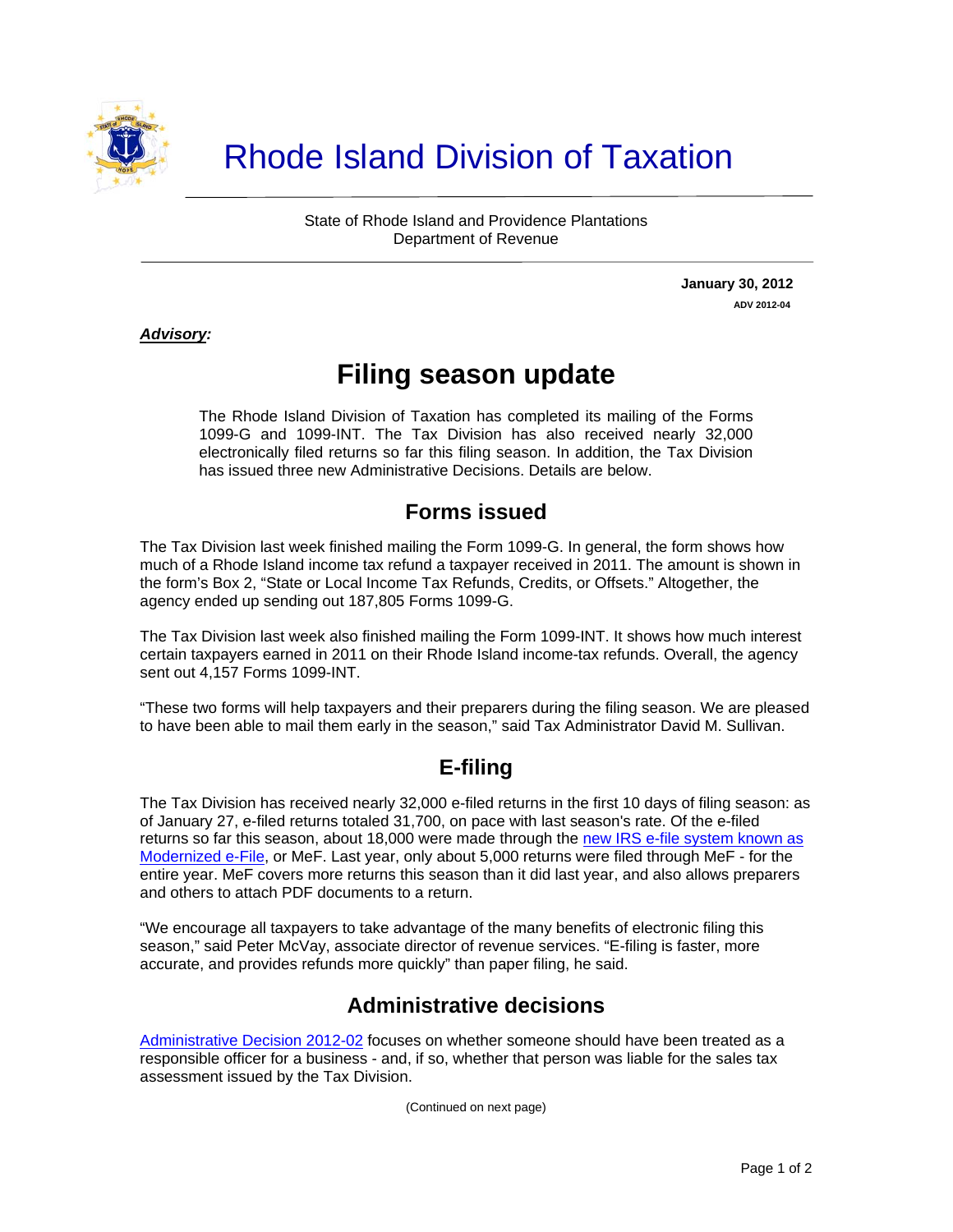# Rhode Island Division of Taxation

State of Rhode Island and Providence Plantations
Department of Revenue

**January 30, 2012**
**ADV 2012-04**

***Advisory:***

# Filing season update

The Rhode Island Division of Taxation has completed its mailing of the Forms 1099-G and 1099-INT. The Tax Division has also received nearly 32,000 electronically filed returns so far this filing season. In addition, the Tax Division has issued three new Administrative Decisions. Details are below.

## Forms issued

The Tax Division last week finished mailing the Form 1099-G. In general, the form shows how much of a Rhode Island income tax refund a taxpayer received in 2011. The amount is shown in the form's Box 2, "State or Local Income Tax Refunds, Credits, or Offsets." Altogether, the agency ended up sending out 187,805 Forms 1099-G.

The Tax Division last week also finished mailing the Form 1099-INT. It shows how much interest certain taxpayers earned in 2011 on their Rhode Island income-tax refunds. Overall, the agency sent out 4,157 Forms 1099-INT.

"These two forms will help taxpayers and their preparers during the filing season. We are pleased to have been able to mail them early in the season," said Tax Administrator David M. Sullivan.

## E-filing

The Tax Division has received nearly 32,000 e-filed returns in the first 10 days of filing season: as of January 27, e-filed returns totaled 31,700, on pace with last season's rate. Of the e-filed returns so far this season, about 18,000 were made through the new IRS e-file system known as Modernized e-File, or MeF. Last year, only about 5,000 returns were filed through MeF - for the entire year. MeF covers more returns this season than it did last year, and also allows preparers and others to attach PDF documents to a return.

"We encourage all taxpayers to take advantage of the many benefits of electronic filing this season," said Peter McVay, associate director of revenue services. "E-filing is faster, more accurate, and provides refunds more quickly" than paper filing, he said.

## Administrative decisions

Administrative Decision 2012-02 focuses on whether someone should have been treated as a responsible officer for a business - and, if so, whether that person was liable for the sales tax assessment issued by the Tax Division.

(Continued on next page)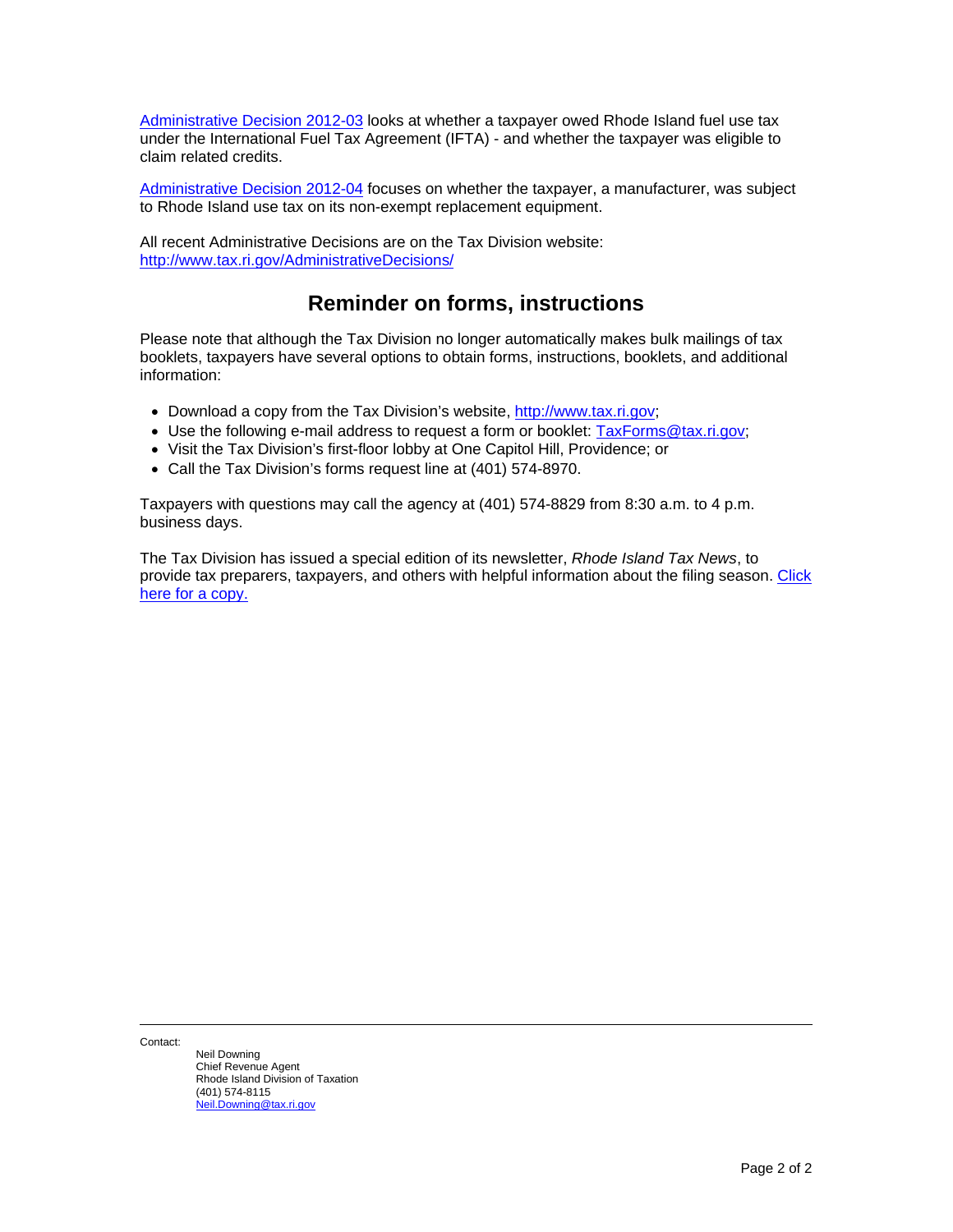[Administrative Decision 2012-03](#) looks at whether a taxpayer owed Rhode Island fuel use tax under the International Fuel Tax Agreement (IFTA) - and whether the taxpayer was eligible to claim related credits.

[Administrative Decision 2012-04](#) focuses on whether the taxpayer, a manufacturer, was subject to Rhode Island use tax on its non-exempt replacement equipment.

All recent Administrative Decisions are on the Tax Division website: http://www.tax.ri.gov/AdministrativeDecisions/

## Reminder on forms, instructions

Please note that although the Tax Division no longer automatically makes bulk mailings of tax booklets, taxpayers have several options to obtain forms, instructions, booklets, and additional information:

- Download a copy from the Tax Division's website, http://www.tax.ri.gov;
- Use the following e-mail address to request a form or booklet: TaxForms@tax.ri.gov;
- Visit the Tax Division's first-floor lobby at One Capitol Hill, Providence; or
- Call the Tax Division's forms request line at (401) 574-8970.

Taxpayers with questions may call the agency at (401) 574-8829 from 8:30 a.m. to 4 p.m. business days.

The Tax Division has issued a special edition of its newsletter, *Rhode Island Tax News*, to provide tax preparers, taxpayers, and others with helpful information about the filing season. [Click here for a copy.](#)

---

Contact:

Neil Downing
Chief Revenue Agent
Rhode Island Division of Taxation
(401) 574-8115
Neil.Downing@tax.ri.gov